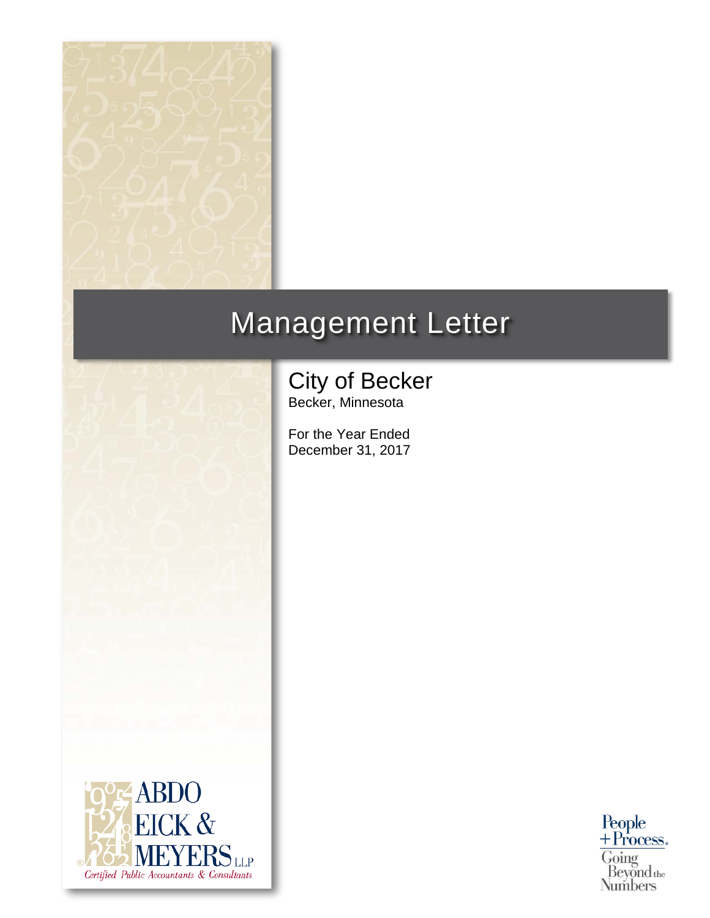# Management Letter

## City of Becker

Becker, Minnesota

For the Year Ended
December 31, 2017

ABDO EICK & MEYERS LLP
Certified Public Accountants & Consultants

People + Process. Going Beyond the Numbers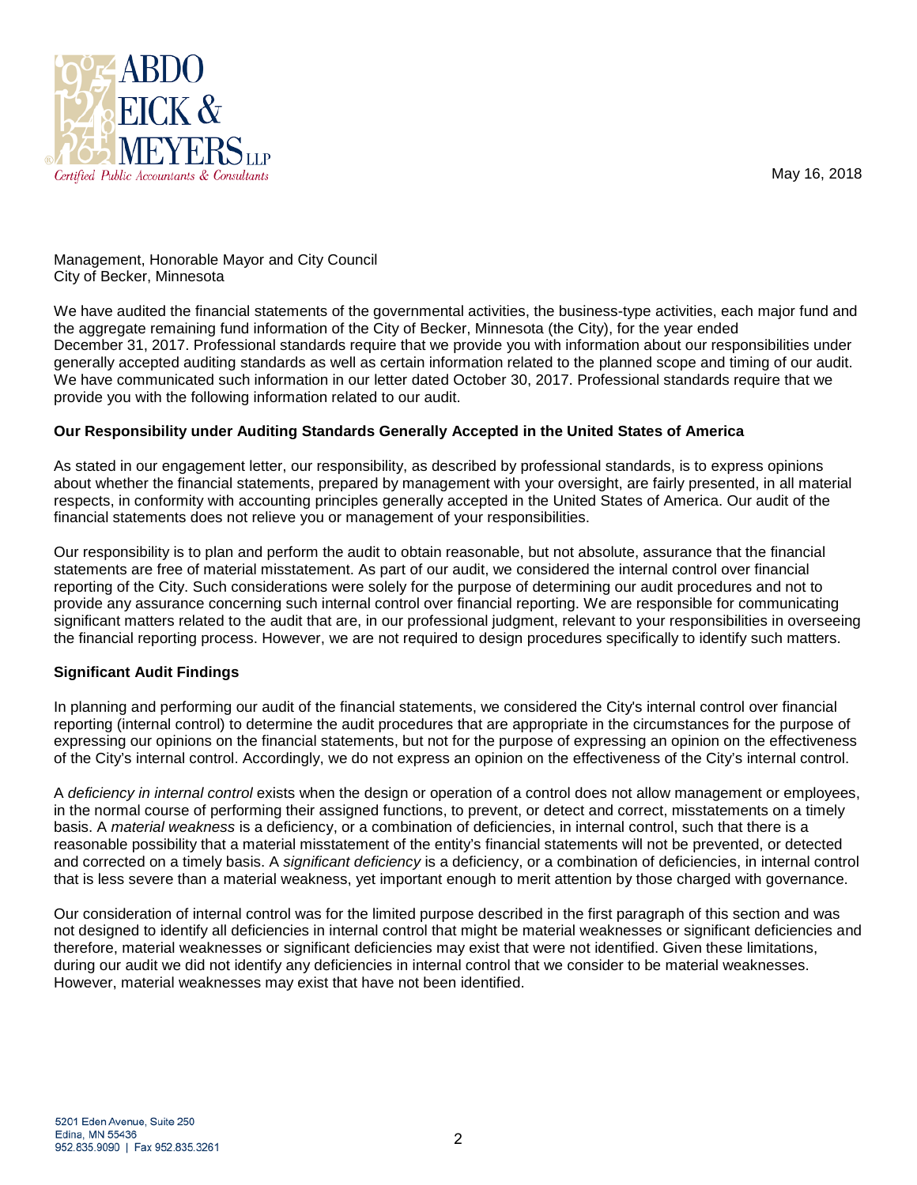ABDO EICK & MEYERS LLP
Certified Public Accountants & Consultants

May 16, 2018

Management, Honorable Mayor and City Council
City of Becker, Minnesota

We have audited the financial statements of the governmental activities, the business-type activities, each major fund and the aggregate remaining fund information of the City of Becker, Minnesota (the City), for the year ended December 31, 2017. Professional standards require that we provide you with information about our responsibilities under generally accepted auditing standards as well as certain information related to the planned scope and timing of our audit. We have communicated such information in our letter dated October 30, 2017. Professional standards require that we provide you with the following information related to our audit.

**Our Responsibility under Auditing Standards Generally Accepted in the United States of America**

As stated in our engagement letter, our responsibility, as described by professional standards, is to express opinions about whether the financial statements, prepared by management with your oversight, are fairly presented, in all material respects, in conformity with accounting principles generally accepted in the United States of America. Our audit of the financial statements does not relieve you or management of your responsibilities.

Our responsibility is to plan and perform the audit to obtain reasonable, but not absolute, assurance that the financial statements are free of material misstatement. As part of our audit, we considered the internal control over financial reporting of the City. Such considerations were solely for the purpose of determining our audit procedures and not to provide any assurance concerning such internal control over financial reporting. We are responsible for communicating significant matters related to the audit that are, in our professional judgment, relevant to your responsibilities in overseeing the financial reporting process. However, we are not required to design procedures specifically to identify such matters.

**Significant Audit Findings**

In planning and performing our audit of the financial statements, we considered the City's internal control over financial reporting (internal control) to determine the audit procedures that are appropriate in the circumstances for the purpose of expressing our opinions on the financial statements, but not for the purpose of expressing an opinion on the effectiveness of the City's internal control. Accordingly, we do not express an opinion on the effectiveness of the City's internal control.

A *deficiency in internal control* exists when the design or operation of a control does not allow management or employees, in the normal course of performing their assigned functions, to prevent, or detect and correct, misstatements on a timely basis. A *material weakness* is a deficiency, or a combination of deficiencies, in internal control, such that there is a reasonable possibility that a material misstatement of the entity's financial statements will not be prevented, or detected and corrected on a timely basis. A *significant deficiency* is a deficiency, or a combination of deficiencies, in internal control that is less severe than a material weakness, yet important enough to merit attention by those charged with governance.

Our consideration of internal control was for the limited purpose described in the first paragraph of this section and was not designed to identify all deficiencies in internal control that might be material weaknesses or significant deficiencies and therefore, material weaknesses or significant deficiencies may exist that were not identified. Given these limitations, during our audit we did not identify any deficiencies in internal control that we consider to be material weaknesses. However, material weaknesses may exist that have not been identified.

5201 Eden Avenue, Suite 250
Edina, MN 55436
952.835.9090 | Fax 952.835.3261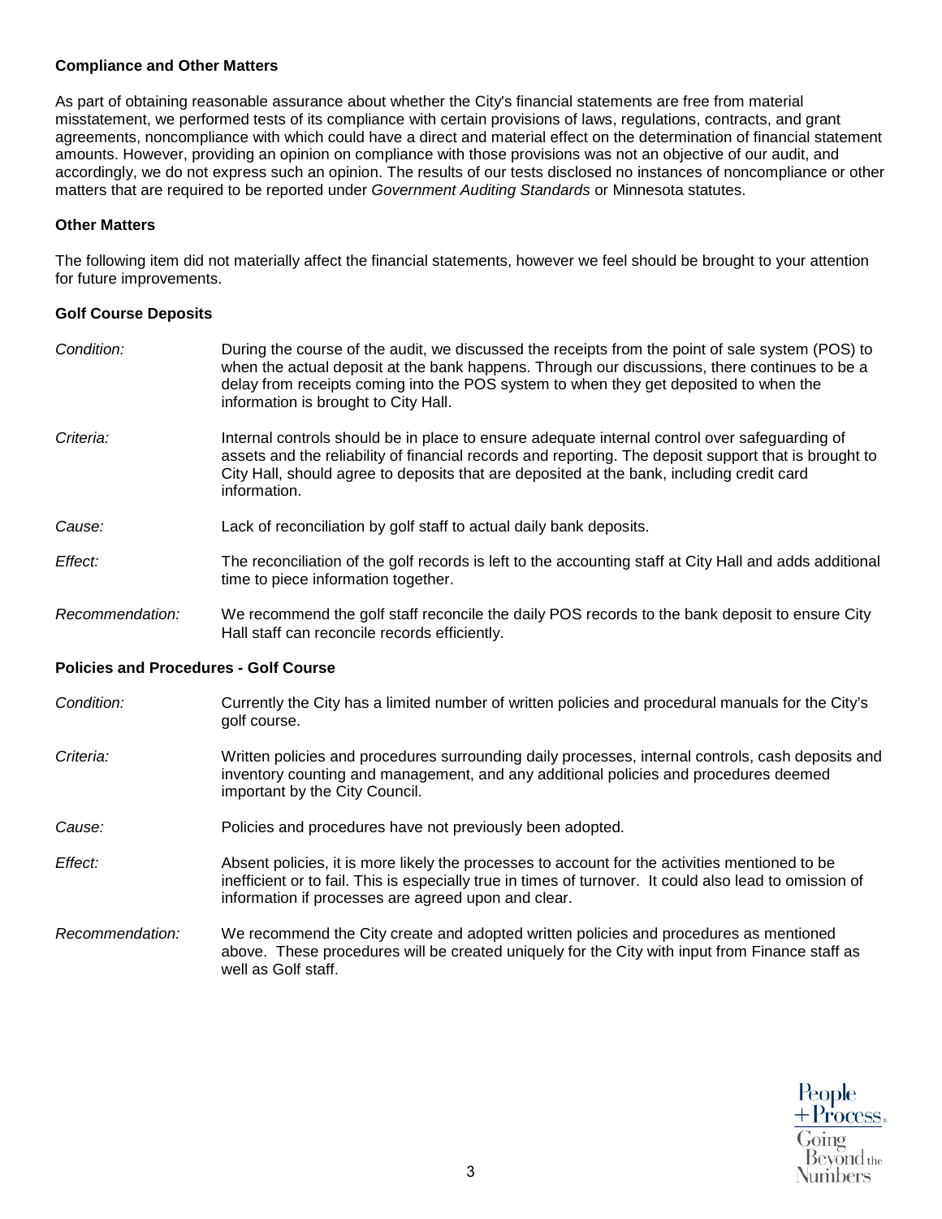### Compliance and Other Matters

As part of obtaining reasonable assurance about whether the City's financial statements are free from material misstatement, we performed tests of its compliance with certain provisions of laws, regulations, contracts, and grant agreements, noncompliance with which could have a direct and material effect on the determination of financial statement amounts. However, providing an opinion on compliance with those provisions was not an objective of our audit, and accordingly, we do not express such an opinion. The results of our tests disclosed no instances of noncompliance or other matters that are required to be reported under *Government Auditing Standards* or Minnesota statutes.

### Other Matters

The following item did not materially affect the financial statements, however we feel should be brought to your attention for future improvements.

### Golf Course Deposits

*Condition:* During the course of the audit, we discussed the receipts from the point of sale system (POS) to when the actual deposit at the bank happens. Through our discussions, there continues to be a delay from receipts coming into the POS system to when they get deposited to when the information is brought to City Hall.

*Criteria:* Internal controls should be in place to ensure adequate internal control over safeguarding of assets and the reliability of financial records and reporting. The deposit support that is brought to City Hall, should agree to deposits that are deposited at the bank, including credit card information.

*Cause:* Lack of reconciliation by golf staff to actual daily bank deposits.

*Effect:* The reconciliation of the golf records is left to the accounting staff at City Hall and adds additional time to piece information together.

*Recommendation:* We recommend the golf staff reconcile the daily POS records to the bank deposit to ensure City Hall staff can reconcile records efficiently.

### Policies and Procedures - Golf Course

*Condition:* Currently the City has a limited number of written policies and procedural manuals for the City's golf course.

*Criteria:* Written policies and procedures surrounding daily processes, internal controls, cash deposits and inventory counting and management, and any additional policies and procedures deemed important by the City Council.

*Cause:* Policies and procedures have not previously been adopted.

*Effect:* Absent policies, it is more likely the processes to account for the activities mentioned to be inefficient or to fail. This is especially true in times of turnover. It could also lead to omission of information if processes are agreed upon and clear.

*Recommendation:* We recommend the City create and adopted written policies and procedures as mentioned above. These procedures will be created uniquely for the City with input from Finance staff as well as Golf staff.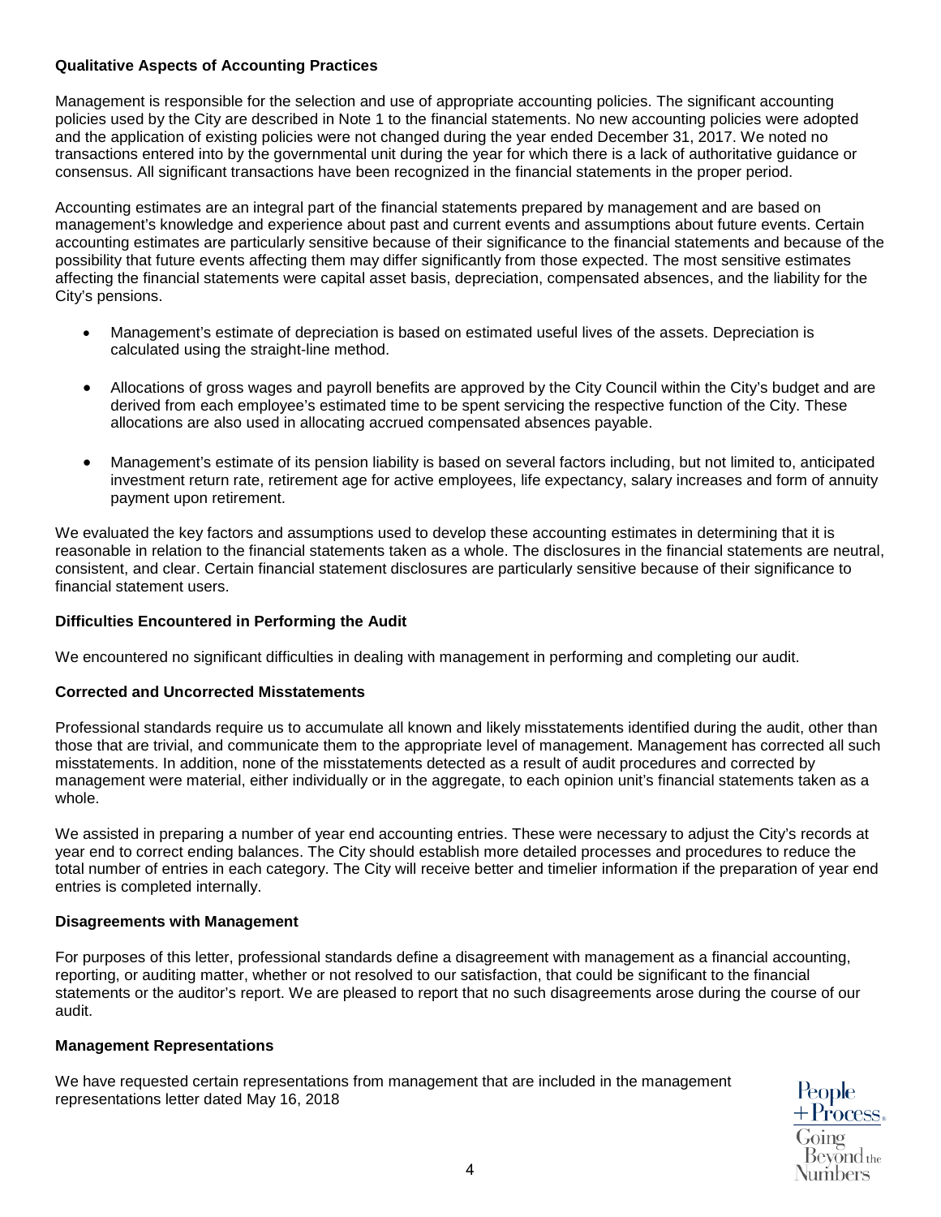### Qualitative Aspects of Accounting Practices

Management is responsible for the selection and use of appropriate accounting policies. The significant accounting policies used by the City are described in Note 1 to the financial statements. No new accounting policies were adopted and the application of existing policies were not changed during the year ended December 31, 2017. We noted no transactions entered into by the governmental unit during the year for which there is a lack of authoritative guidance or consensus. All significant transactions have been recognized in the financial statements in the proper period.

Accounting estimates are an integral part of the financial statements prepared by management and are based on management's knowledge and experience about past and current events and assumptions about future events. Certain accounting estimates are particularly sensitive because of their significance to the financial statements and because of the possibility that future events affecting them may differ significantly from those expected. The most sensitive estimates affecting the financial statements were capital asset basis, depreciation, compensated absences, and the liability for the City's pensions.

- Management's estimate of depreciation is based on estimated useful lives of the assets. Depreciation is calculated using the straight-line method.
- Allocations of gross wages and payroll benefits are approved by the City Council within the City's budget and are derived from each employee's estimated time to be spent servicing the respective function of the City. These allocations are also used in allocating accrued compensated absences payable.
- Management's estimate of its pension liability is based on several factors including, but not limited to, anticipated investment return rate, retirement age for active employees, life expectancy, salary increases and form of annuity payment upon retirement.

We evaluated the key factors and assumptions used to develop these accounting estimates in determining that it is reasonable in relation to the financial statements taken as a whole. The disclosures in the financial statements are neutral, consistent, and clear. Certain financial statement disclosures are particularly sensitive because of their significance to financial statement users.

### Difficulties Encountered in Performing the Audit

We encountered no significant difficulties in dealing with management in performing and completing our audit.

### Corrected and Uncorrected Misstatements

Professional standards require us to accumulate all known and likely misstatements identified during the audit, other than those that are trivial, and communicate them to the appropriate level of management. Management has corrected all such misstatements. In addition, none of the misstatements detected as a result of audit procedures and corrected by management were material, either individually or in the aggregate, to each opinion unit's financial statements taken as a whole.

We assisted in preparing a number of year end accounting entries. These were necessary to adjust the City's records at year end to correct ending balances. The City should establish more detailed processes and procedures to reduce the total number of entries in each category. The City will receive better and timelier information if the preparation of year end entries is completed internally.

### Disagreements with Management

For purposes of this letter, professional standards define a disagreement with management as a financial accounting, reporting, or auditing matter, whether or not resolved to our satisfaction, that could be significant to the financial statements or the auditor's report. We are pleased to report that no such disagreements arose during the course of our audit.

### Management Representations

We have requested certain representations from management that are included in the management representations letter dated May 16, 2018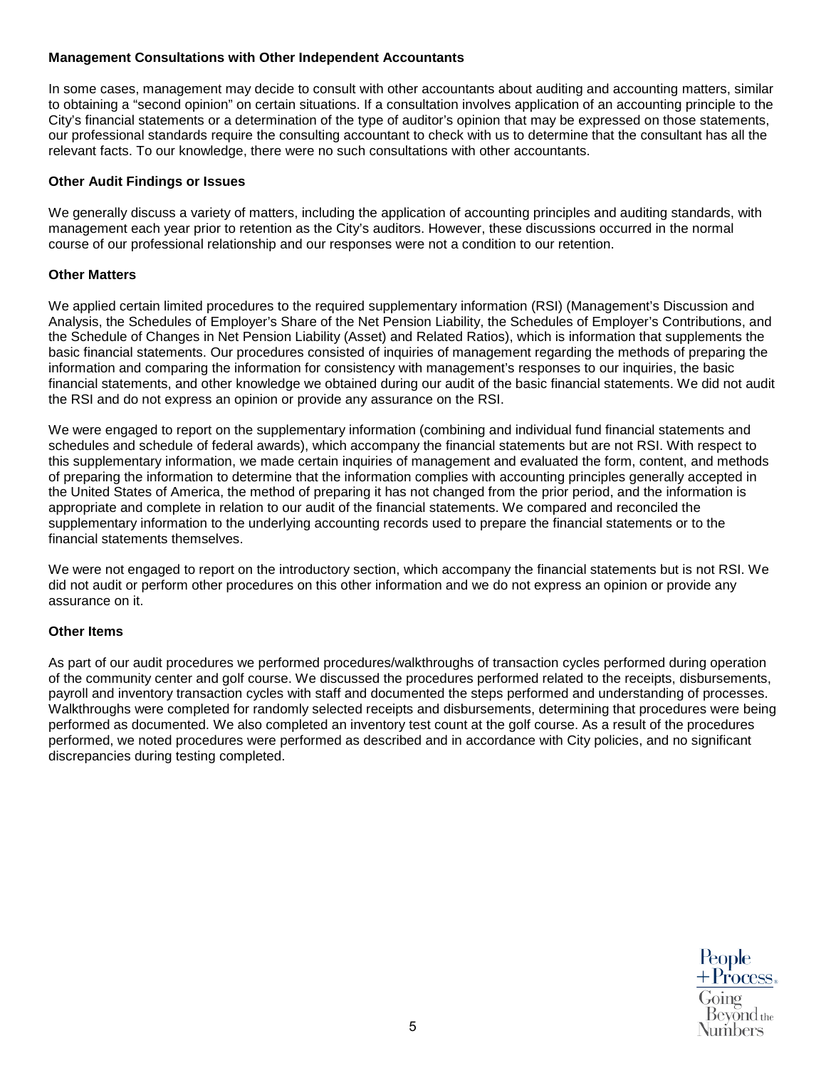**Management Consultations with Other Independent Accountants**

In some cases, management may decide to consult with other accountants about auditing and accounting matters, similar to obtaining a "second opinion" on certain situations. If a consultation involves application of an accounting principle to the City's financial statements or a determination of the type of auditor's opinion that may be expressed on those statements, our professional standards require the consulting accountant to check with us to determine that the consultant has all the relevant facts. To our knowledge, there were no such consultations with other accountants.

**Other Audit Findings or Issues**

We generally discuss a variety of matters, including the application of accounting principles and auditing standards, with management each year prior to retention as the City's auditors. However, these discussions occurred in the normal course of our professional relationship and our responses were not a condition to our retention.

**Other Matters**

We applied certain limited procedures to the required supplementary information (RSI) (Management's Discussion and Analysis, the Schedules of Employer's Share of the Net Pension Liability, the Schedules of Employer's Contributions, and the Schedule of Changes in Net Pension Liability (Asset) and Related Ratios), which is information that supplements the basic financial statements. Our procedures consisted of inquiries of management regarding the methods of preparing the information and comparing the information for consistency with management's responses to our inquiries, the basic financial statements, and other knowledge we obtained during our audit of the basic financial statements. We did not audit the RSI and do not express an opinion or provide any assurance on the RSI.

We were engaged to report on the supplementary information (combining and individual fund financial statements and schedules and schedule of federal awards), which accompany the financial statements but are not RSI. With respect to this supplementary information, we made certain inquiries of management and evaluated the form, content, and methods of preparing the information to determine that the information complies with accounting principles generally accepted in the United States of America, the method of preparing it has not changed from the prior period, and the information is appropriate and complete in relation to our audit of the financial statements. We compared and reconciled the supplementary information to the underlying accounting records used to prepare the financial statements or to the financial statements themselves.

We were not engaged to report on the introductory section, which accompany the financial statements but is not RSI. We did not audit or perform other procedures on this other information and we do not express an opinion or provide any assurance on it.

**Other Items**

As part of our audit procedures we performed procedures/walkthroughs of transaction cycles performed during operation of the community center and golf course. We discussed the procedures performed related to the receipts, disbursements, payroll and inventory transaction cycles with staff and documented the steps performed and understanding of processes. Walkthroughs were completed for randomly selected receipts and disbursements, determining that procedures were being performed as documented. We also completed an inventory test count at the golf course. As a result of the procedures performed, we noted procedures were performed as described and in accordance with City policies, and no significant discrepancies during testing completed.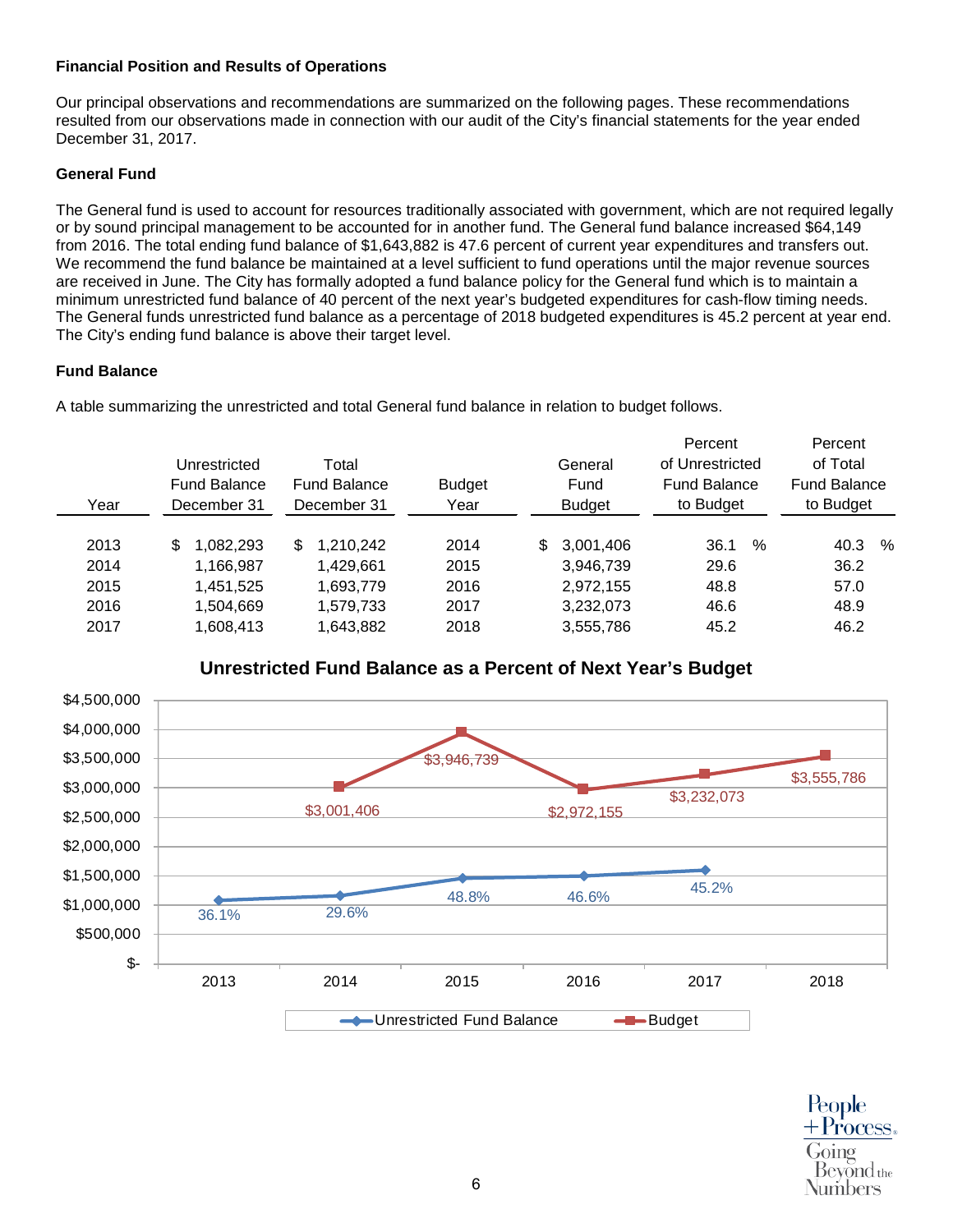**Financial Position and Results of Operations**

Our principal observations and recommendations are summarized on the following pages. These recommendations resulted from our observations made in connection with our audit of the City's financial statements for the year ended December 31, 2017.

**General Fund**

The General fund is used to account for resources traditionally associated with government, which are not required legally or by sound principal management to be accounted for in another fund. The General fund balance increased $64,149 from 2016. The total ending fund balance of $1,643,882 is 47.6 percent of current year expenditures and transfers out. We recommend the fund balance be maintained at a level sufficient to fund operations until the major revenue sources are received in June. The City has formally adopted a fund balance policy for the General fund which is to maintain a minimum unrestricted fund balance of 40 percent of the next year's budgeted expenditures for cash-flow timing needs. The General funds unrestricted fund balance as a percentage of 2018 budgeted expenditures is 45.2 percent at year end. The City's ending fund balance is above their target level.

**Fund Balance**

A table summarizing the unrestricted and total General fund balance in relation to budget follows.

| Year | Unrestricted Fund Balance December 31 | Total Fund Balance December 31 | Budget Year | General Fund Budget | Percent of Unrestricted Fund Balance to Budget | Percent of Total Fund Balance to Budget |
|---|---|---|---|---|---|---|
| 2013 | $ 1,082,293 | $ 1,210,242 | 2014 | $ 3,001,406 | 36.1 % | 40.3 % |
| 2014 | 1,166,987 | 1,429,661 | 2015 | 3,946,739 | 29.6 | 36.2 |
| 2015 | 1,451,525 | 1,693,779 | 2016 | 2,972,155 | 48.8 | 57.0 |
| 2016 | 1,504,669 | 1,579,733 | 2017 | 3,232,073 | 46.6 | 48.9 |
| 2017 | 1,608,413 | 1,643,882 | 2018 | 3,555,786 | 45.2 | 46.2 |

**Unrestricted Fund Balance as a Percent of Next Year's Budget**

| Year | Unrestricted Fund Balance | Budget |
|---|---|---|
| 2013 | 36.1% | |
| 2014 | 29.6% | $3,001,406 |
| 2015 | 48.8% | $3,946,739 |
| 2016 | 46.6% | $2,972,155 |
| 2017 | 45.2% | $3,232,073 |
| 2018 | | $3,555,786 |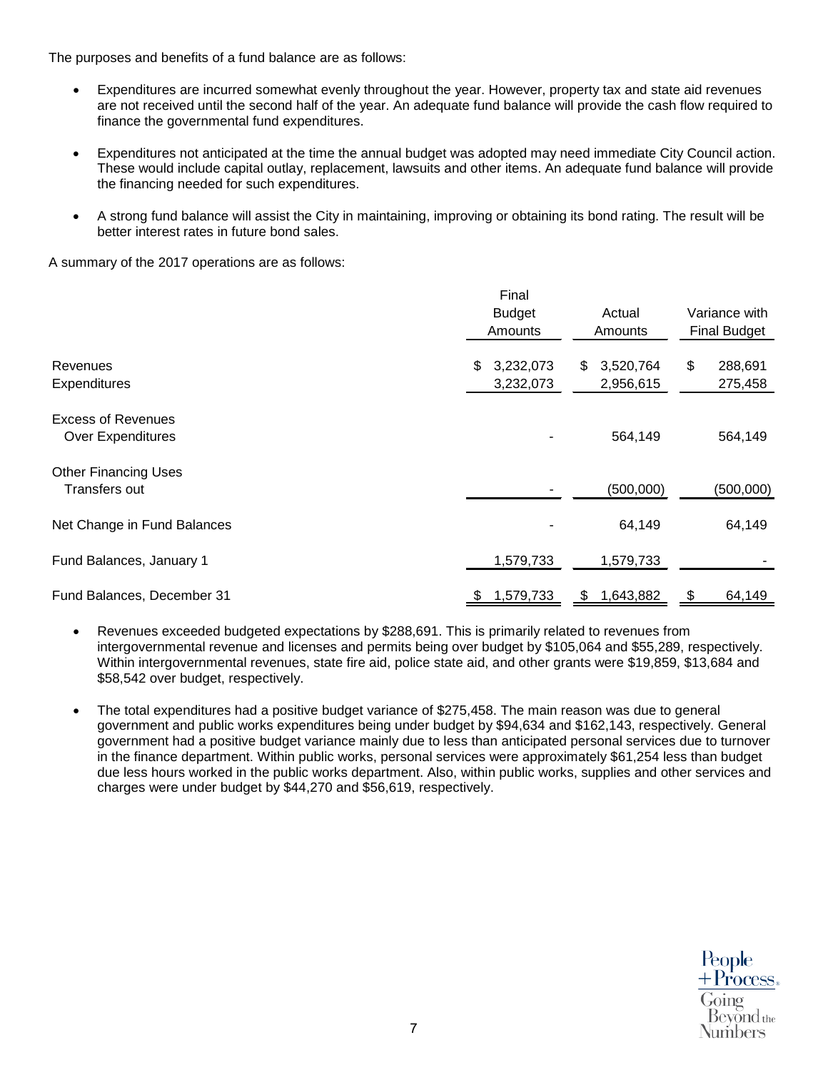The purposes and benefits of a fund balance are as follows:

- Expenditures are incurred somewhat evenly throughout the year. However, property tax and state aid revenues are not received until the second half of the year. An adequate fund balance will provide the cash flow required to finance the governmental fund expenditures.
- Expenditures not anticipated at the time the annual budget was adopted may need immediate City Council action. These would include capital outlay, replacement, lawsuits and other items. An adequate fund balance will provide the financing needed for such expenditures.
- A strong fund balance will assist the City in maintaining, improving or obtaining its bond rating. The result will be better interest rates in future bond sales.

A summary of the 2017 operations are as follows:

| | Final Budget Amounts | Actual Amounts | Variance with Final Budget |
|---|---|---|---|
| Revenues | $ 3,232,073 | $ 3,520,764 | $ 288,691 |
| Expenditures | 3,232,073 | 2,956,615 | 275,458 |
| Excess of Revenues Over Expenditures | - | 564,149 | 564,149 |
| Other Financing Uses | | | |
| Transfers out | - | (500,000) | (500,000) |
| Net Change in Fund Balances | - | 64,149 | 64,149 |
| Fund Balances, January 1 | 1,579,733 | 1,579,733 | - |
| Fund Balances, December 31 | $ 1,579,733 | $ 1,643,882 | $ 64,149 |

- Revenues exceeded budgeted expectations by $288,691. This is primarily related to revenues from intergovernmental revenue and licenses and permits being over budget by $105,064 and $55,289, respectively. Within intergovernmental revenues, state fire aid, police state aid, and other grants were $19,859, $13,684 and $58,542 over budget, respectively.
- The total expenditures had a positive budget variance of $275,458. The main reason was due to general government and public works expenditures being under budget by $94,634 and $162,143, respectively. General government had a positive budget variance mainly due to less than anticipated personal services due to turnover in the finance department. Within public works, personal services were approximately $61,254 less than budget due less hours worked in the public works department. Also, within public works, supplies and other services and charges were under budget by $44,270 and $56,619, respectively.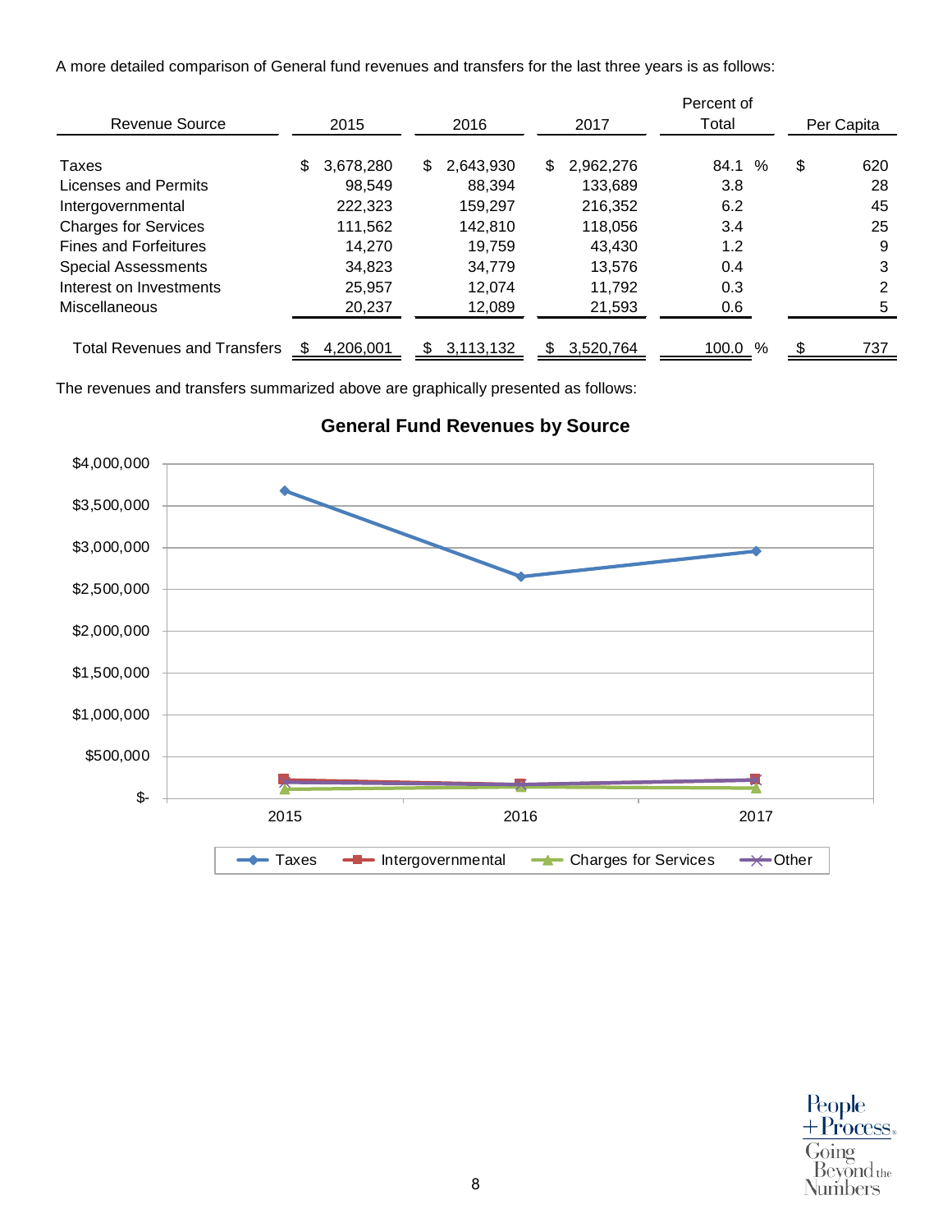A more detailed comparison of General fund revenues and transfers for the last three years is as follows:

| Revenue Source | 2015 | 2016 | 2017 | Percent of Total | Per Capita |
|---|---|---|---|---|---|
| Taxes | $ 3,678,280 | $ 2,643,930 | $ 2,962,276 | 84.1 % | $ 620 |
| Licenses and Permits | 98,549 | 88,394 | 133,689 | 3.8 | 28 |
| Intergovernmental | 222,323 | 159,297 | 216,352 | 6.2 | 45 |
| Charges for Services | 111,562 | 142,810 | 118,056 | 3.4 | 25 |
| Fines and Forfeitures | 14,270 | 19,759 | 43,430 | 1.2 | 9 |
| Special Assessments | 34,823 | 34,779 | 13,576 | 0.4 | 3 |
| Interest on Investments | 25,957 | 12,074 | 11,792 | 0.3 | 2 |
| Miscellaneous | 20,237 | 12,089 | 21,593 | 0.6 | 5 |
| Total Revenues and Transfers | $ 4,206,001 | $ 3,113,132 | $ 3,520,764 | 100.0 % | $ 737 |

The revenues and transfers summarized above are graphically presented as follows:

**General Fund Revenues by Source**

Taxes, Intergovernmental, Charges for Services, Other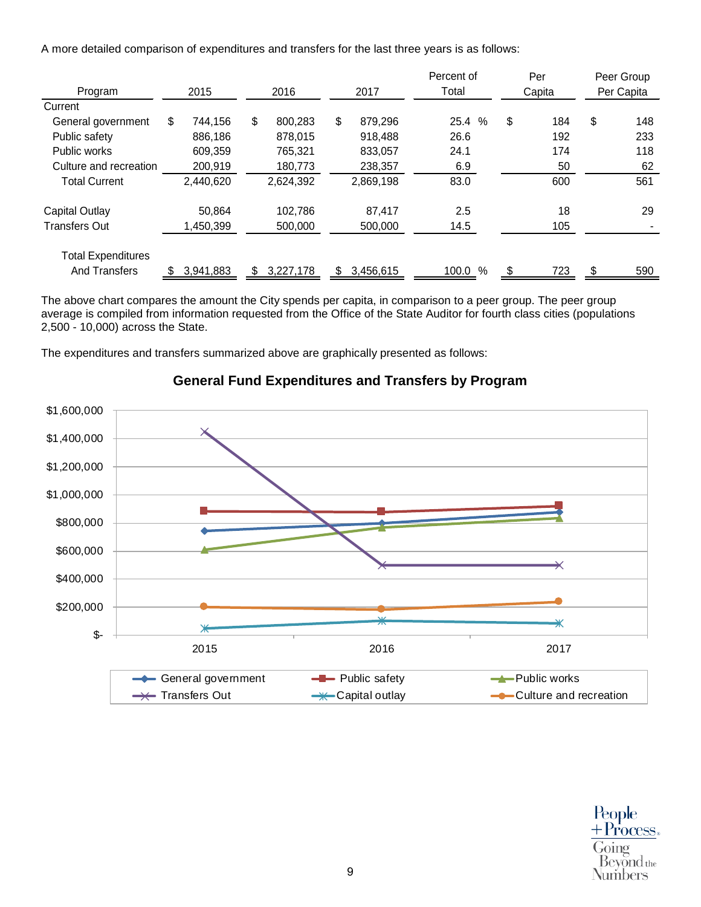A more detailed comparison of expenditures and transfers for the last three years is as follows:

| Program | 2015 | 2016 | 2017 | Percent of Total | Per Capita | Peer Group Per Capita |
|---|---|---|---|---|---|---|
| Current | | | | | | |
| General government | $ 744,156 | $ 800,283 | $ 879,296 | 25.4 % | $ 184 | $ 148 |
| Public safety | 886,186 | 878,015 | 918,488 | 26.6 | 192 | 233 |
| Public works | 609,359 | 765,321 | 833,057 | 24.1 | 174 | 118 |
| Culture and recreation | 200,919 | 180,773 | 238,357 | 6.9 | 50 | 62 |
| Total Current | 2,440,620 | 2,624,392 | 2,869,198 | 83.0 | 600 | 561 |
| Capital Outlay | 50,864 | 102,786 | 87,417 | 2.5 | 18 | 29 |
| Transfers Out | 1,450,399 | 500,000 | 500,000 | 14.5 | 105 | - |
| Total Expenditures And Transfers | $ 3,941,883 | $ 3,227,178 | $ 3,456,615 | 100.0 % | $ 723 | $ 590 |

The above chart compares the amount the City spends per capita, in comparison to a peer group. The peer group average is compiled from information requested from the Office of the State Auditor for fourth class cities (populations 2,500 - 10,000) across the State.

The expenditures and transfers summarized above are graphically presented as follows:

**General Fund Expenditures and Transfers by Program**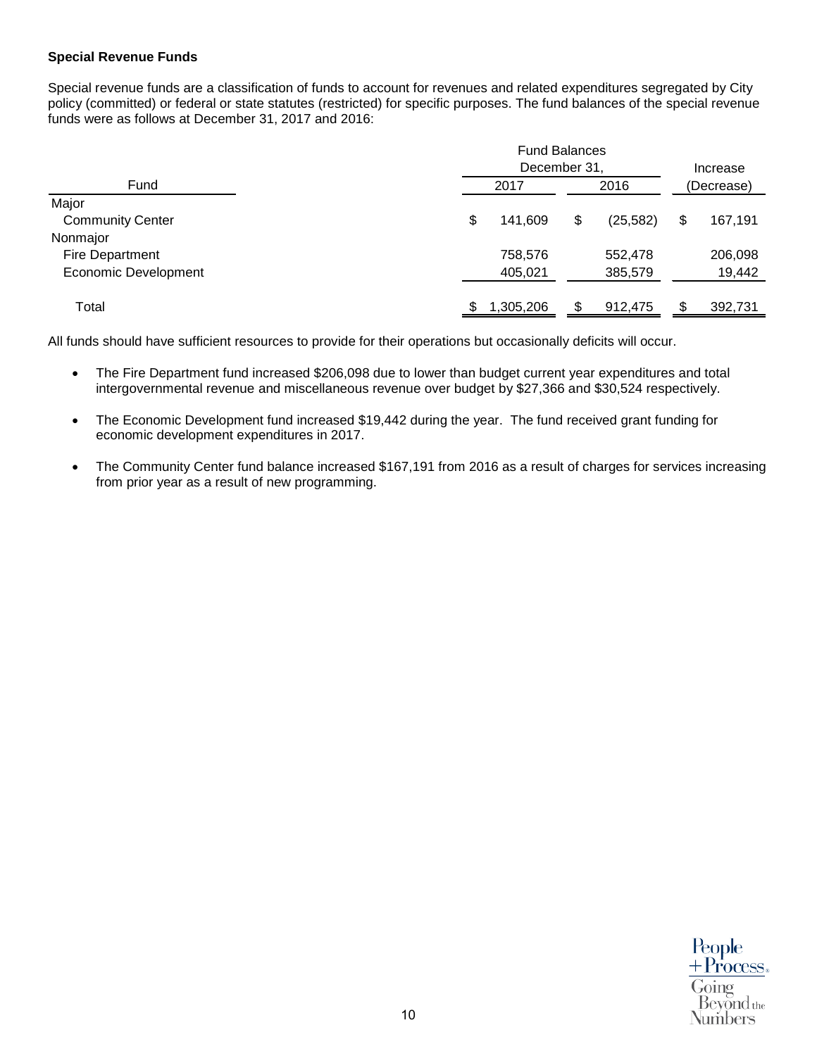**Special Revenue Funds**

Special revenue funds are a classification of funds to account for revenues and related expenditures segregated by City policy (committed) or federal or state statutes (restricted) for specific purposes. The fund balances of the special revenue funds were as follows at December 31, 2017 and 2016:

| Fund | Fund Balances December 31, 2017 | Fund Balances December 31, 2016 | Increase (Decrease) |
|---|---|---|---|
| Major | | | |
| Community Center | $ 141,609 | $ (25,582) | $ 167,191 |
| Nonmajor | | | |
| Fire Department | 758,576 | 552,478 | 206,098 |
| Economic Development | 405,021 | 385,579 | 19,442 |
| Total | $ 1,305,206 | $ 912,475 | $ 392,731 |

All funds should have sufficient resources to provide for their operations but occasionally deficits will occur.

- The Fire Department fund increased $206,098 due to lower than budget current year expenditures and total intergovernmental revenue and miscellaneous revenue over budget by $27,366 and $30,524 respectively.

- The Economic Development fund increased $19,442 during the year. The fund received grant funding for economic development expenditures in 2017.

- The Community Center fund balance increased $167,191 from 2016 as a result of charges for services increasing from prior year as a result of new programming.

People + Process® Going Beyond the Numbers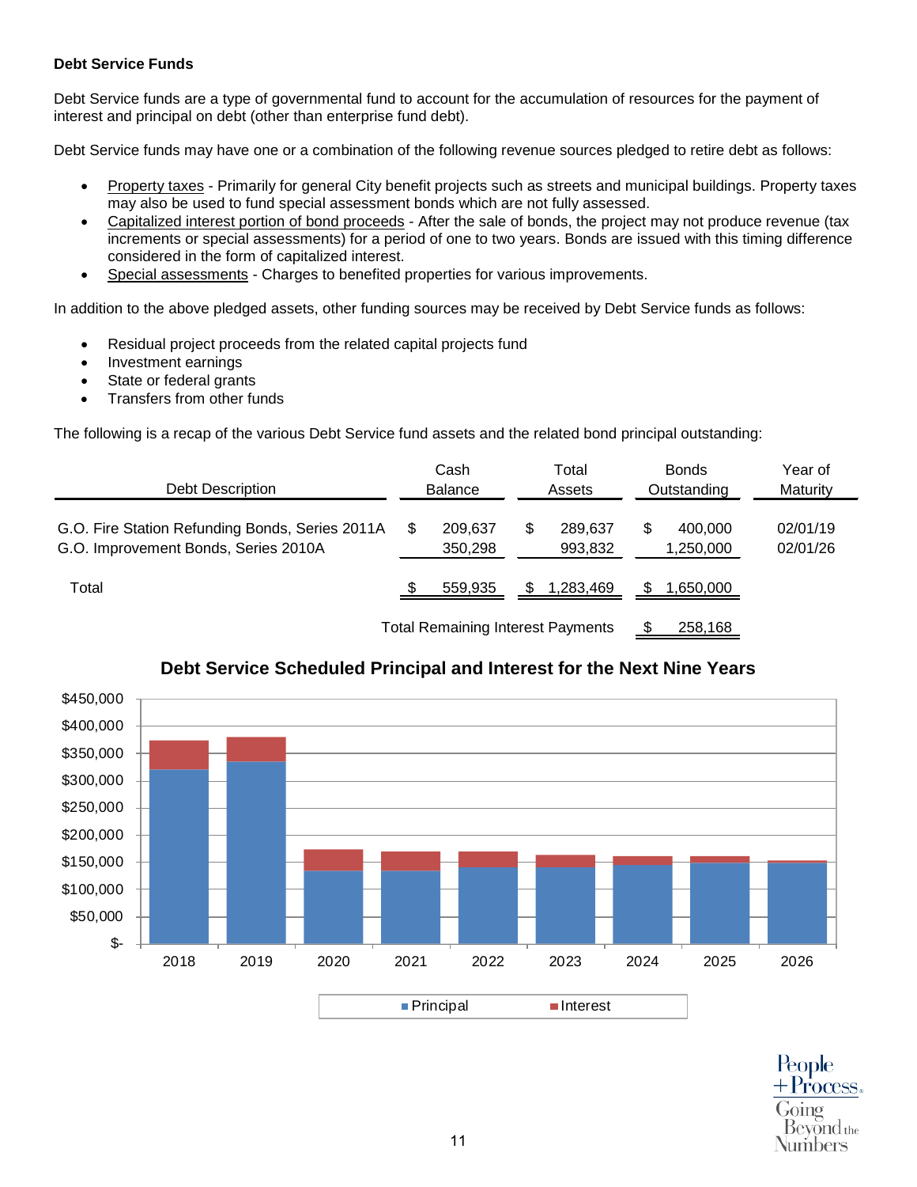**Debt Service Funds**

Debt Service funds are a type of governmental fund to account for the accumulation of resources for the payment of interest and principal on debt (other than enterprise fund debt).

Debt Service funds may have one or a combination of the following revenue sources pledged to retire debt as follows:

- Property taxes - Primarily for general City benefit projects such as streets and municipal buildings. Property taxes may also be used to fund special assessment bonds which are not fully assessed.
- Capitalized interest portion of bond proceeds - After the sale of bonds, the project may not produce revenue (tax increments or special assessments) for a period of one to two years. Bonds are issued with this timing difference considered in the form of capitalized interest.
- Special assessments - Charges to benefited properties for various improvements.

In addition to the above pledged assets, other funding sources may be received by Debt Service funds as follows:

- Residual project proceeds from the related capital projects fund
- Investment earnings
- State or federal grants
- Transfers from other funds

The following is a recap of the various Debt Service fund assets and the related bond principal outstanding:

| Debt Description | Cash Balance | Total Assets | Bonds Outstanding | Year of Maturity |
|---|---|---|---|---|
| G.O. Fire Station Refunding Bonds, Series 2011A | $ 209,637 | $ 289,637 | $ 400,000 | 02/01/19 |
| G.O. Improvement Bonds, Series 2010A | 350,298 | 993,832 | 1,250,000 | 02/01/26 |
| Total | $ 559,935 | $ 1,283,469 | $ 1,650,000 | |
| | | Total Remaining Interest Payments | $ 258,168 | |

**Debt Service Scheduled Principal and Interest for the Next Nine Years**

| Year | Principal | Interest |
|---|---|---|
| 2018 | | |
| 2019 | | |
| 2020 | | |
| 2021 | | |
| 2022 | | |
| 2023 | | |
| 2024 | | |
| 2025 | | |
| 2026 | | |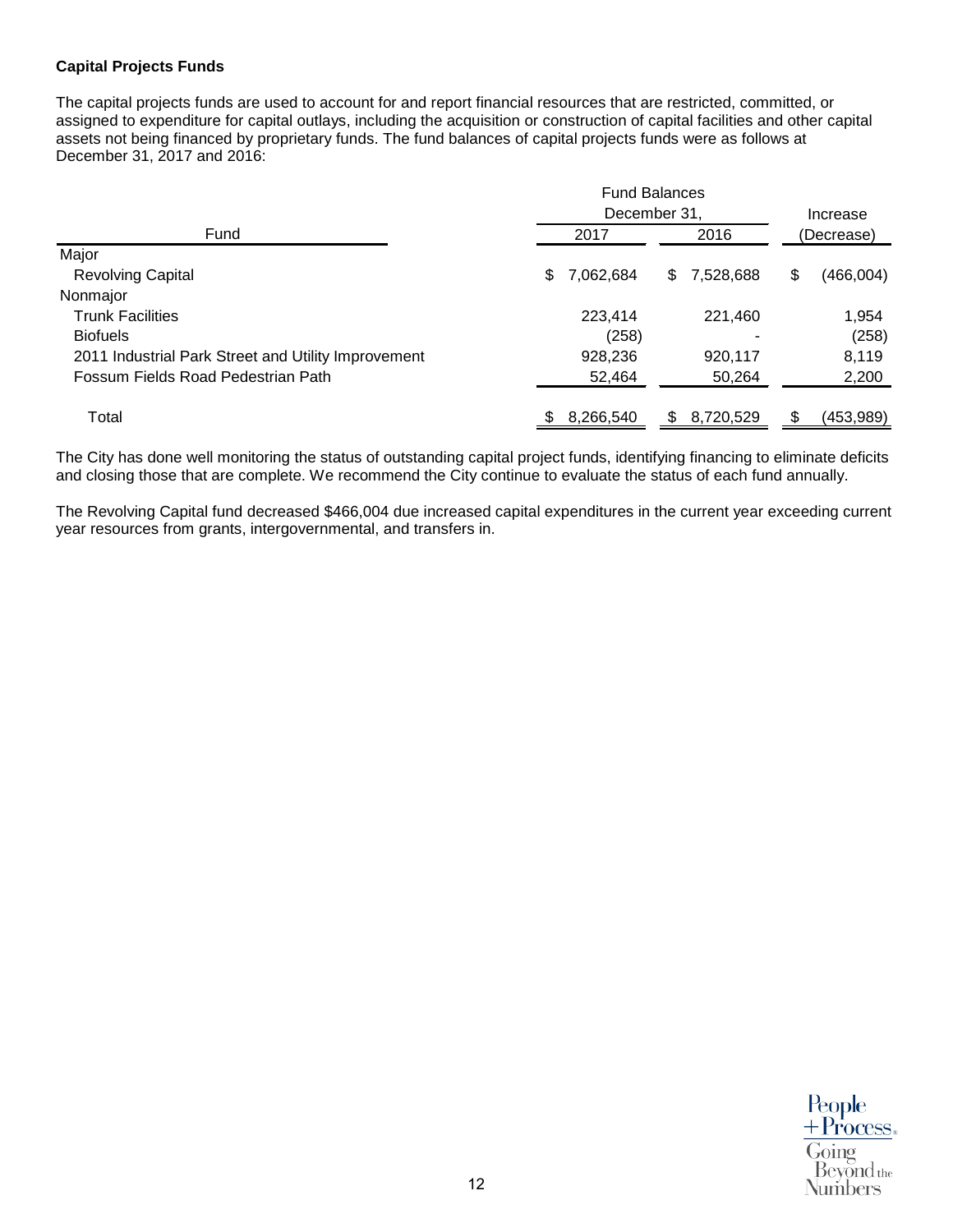**Capital Projects Funds**

The capital projects funds are used to account for and report financial resources that are restricted, committed, or assigned to expenditure for capital outlays, including the acquisition or construction of capital facilities and other capital assets not being financed by proprietary funds. The fund balances of capital projects funds were as follows at December 31, 2017 and 2016:

| Fund | Fund Balances December 31, 2017 | Fund Balances December 31, 2016 | Increase (Decrease) |
|---|---|---|---|
| Major | | | |
| Revolving Capital | $ 7,062,684 | $ 7,528,688 | $ (466,004) |
| Nonmajor | | | |
| Trunk Facilities | 223,414 | 221,460 | 1,954 |
| Biofuels | (258) | - | (258) |
| 2011 Industrial Park Street and Utility Improvement | 928,236 | 920,117 | 8,119 |
| Fossum Fields Road Pedestrian Path | 52,464 | 50,264 | 2,200 |
| Total | $ 8,266,540 | $ 8,720,529 | $ (453,989) |

The City has done well monitoring the status of outstanding capital project funds, identifying financing to eliminate deficits and closing those that are complete. We recommend the City continue to evaluate the status of each fund annually.

The Revolving Capital fund decreased $466,004 due increased capital expenditures in the current year exceeding current year resources from grants, intergovernmental, and transfers in.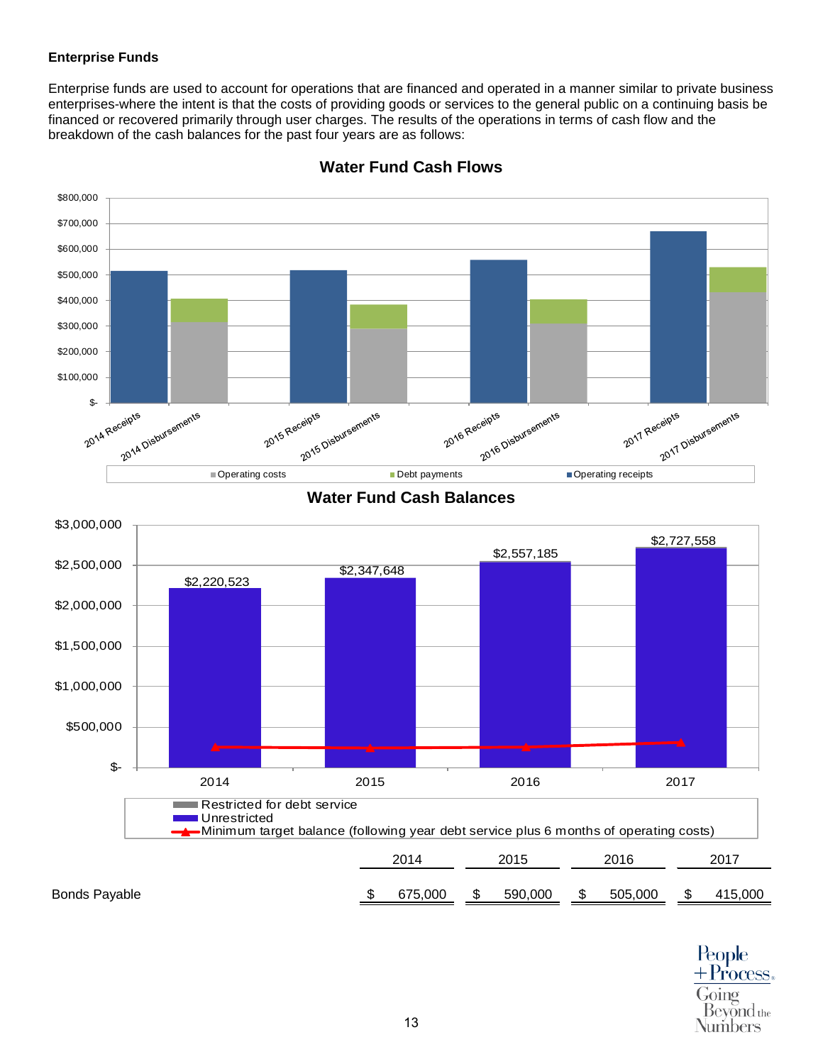**Enterprise Funds**

Enterprise funds are used to account for operations that are financed and operated in a manner similar to private business enterprises-where the intent is that the costs of providing goods or services to the general public on a continuing basis be financed or recovered primarily through user charges. The results of the operations in terms of cash flow and the breakdown of the cash balances for the past four years are as follows:

**Water Fund Cash Flows**

**Water Fund Cash Balances**

| | 2014 | 2015 | 2016 | 2017 |
|---|---|---|---|---|
| Bonds Payable | $ 675,000 | $ 590,000 | $ 505,000 | $ 415,000 |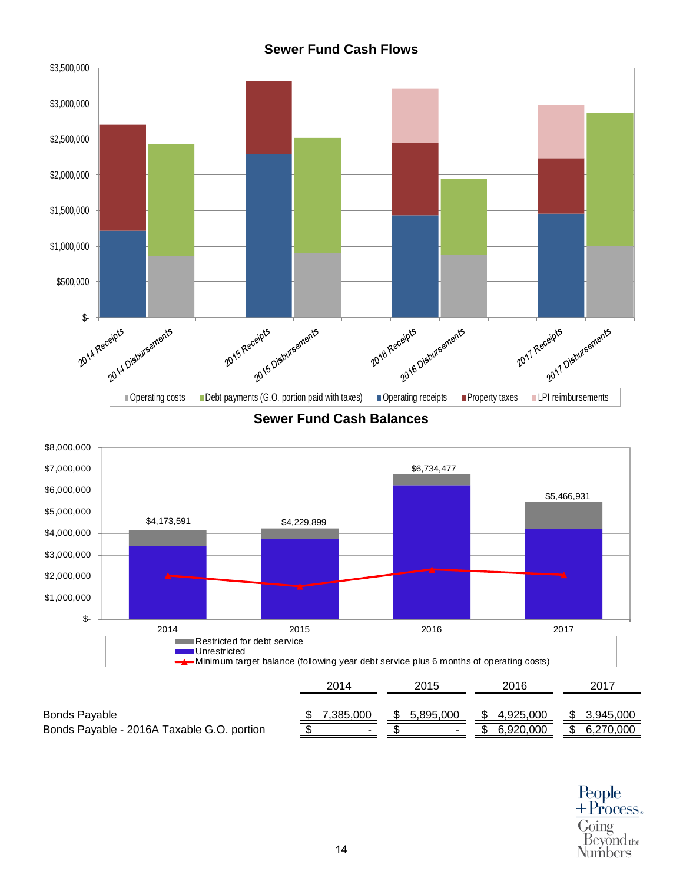**Sewer Fund Cash Flows**

**Sewer Fund Cash Balances**

| | 2014 | 2015 | 2016 | 2017 |
|---|---|---|---|---|
| Bonds Payable | $ 7,385,000 | $ 5,895,000 | $ 4,925,000 | $ 3,945,000 |
| Bonds Payable - 2016A Taxable G.O. portion | $ - | $ - | $ 6,920,000 | $ 6,270,000 |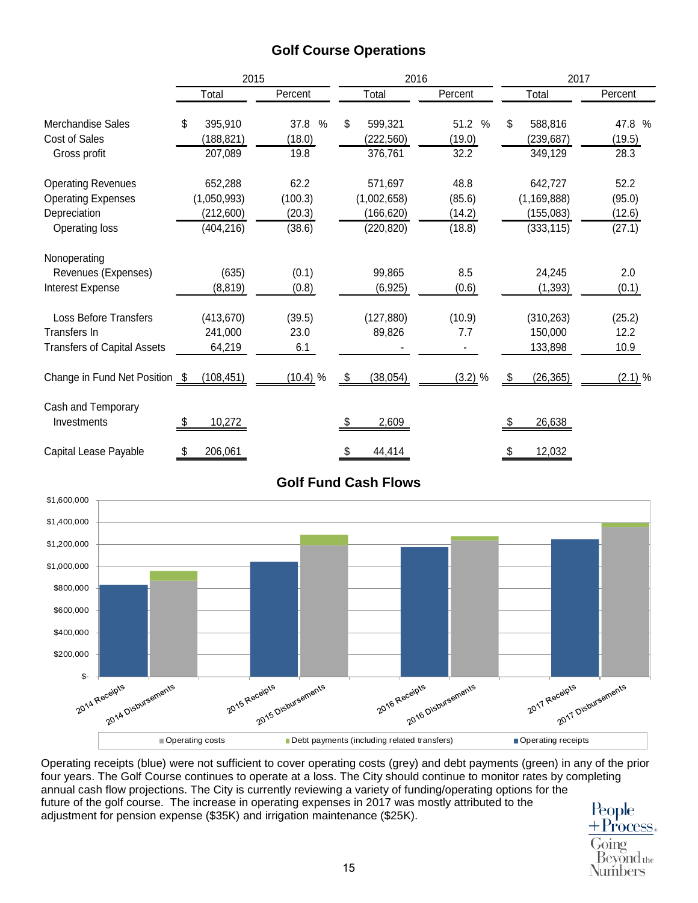## Golf Course Operations

| | 2015 | | 2016 | | 2017 | |
|---|---|---|---|---|---|---|
| | Total | Percent | Total | Percent | Total | Percent |
| Merchandise Sales | $ 395,910 | 37.8 % | $ 599,321 | 51.2 % | $ 588,816 | 47.8 % |
| Cost of Sales | (188,821) | (18.0) | (222,560) | (19.0) | (239,687) | (19.5) |
| Gross profit | 207,089 | 19.8 | 376,761 | 32.2 | 349,129 | 28.3 |
| Operating Revenues | 652,288 | 62.2 | 571,697 | 48.8 | 642,727 | 52.2 |
| Operating Expenses | (1,050,993) | (100.3) | (1,002,658) | (85.6) | (1,169,888) | (95.0) |
| Depreciation | (212,600) | (20.3) | (166,620) | (14.2) | (155,083) | (12.6) |
| Operating loss | (404,216) | (38.6) | (220,820) | (18.8) | (333,115) | (27.1) |
| Nonoperating Revenues (Expenses) | (635) | (0.1) | 99,865 | 8.5 | 24,245 | 2.0 |
| Interest Expense | (8,819) | (0.8) | (6,925) | (0.6) | (1,393) | (0.1) |
| Loss Before Transfers | (413,670) | (39.5) | (127,880) | (10.9) | (310,263) | (25.2) |
| Transfers In | 241,000 | 23.0 | 89,826 | 7.7 | 150,000 | 12.2 |
| Transfers of Capital Assets | 64,219 | 6.1 | - | - | 133,898 | 10.9 |
| Change in Fund Net Position | $ (108,451) | (10.4) % | $ (38,054) | (3.2) % | $ (26,365) | (2.1) % |
| Cash and Temporary Investments | $ 10,272 | | $ 2,609 | | $ 26,638 | |
| Capital Lease Payable | $ 206,061 | | $ 44,414 | | $ 12,032 | |

## Golf Fund Cash Flows

Operating receipts (blue) were not sufficient to cover operating costs (grey) and debt payments (green) in any of the prior four years. The Golf Course continues to operate at a loss. The City should continue to monitor rates by completing annual cash flow projections. The City is currently reviewing a variety of funding/operating options for the future of the golf course. The increase in operating expenses in 2017 was mostly attributed to the adjustment for pension expense ($35K) and irrigation maintenance ($25K).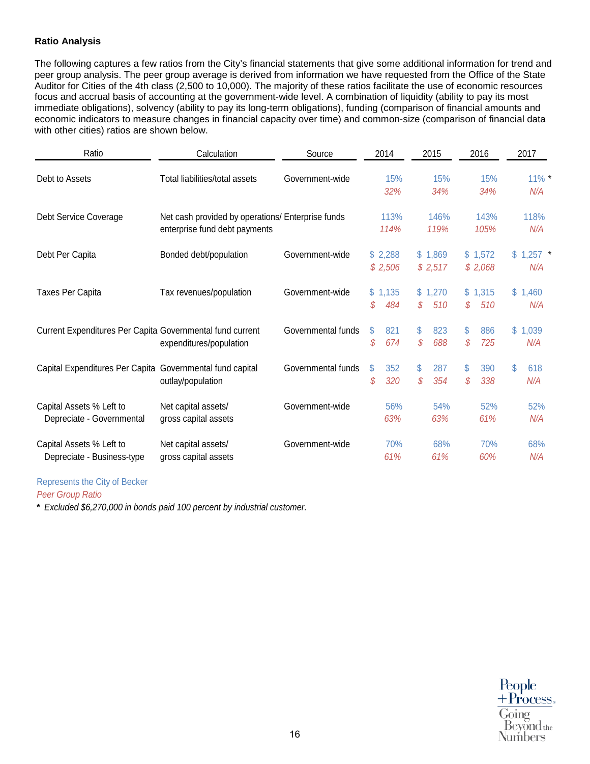**Ratio Analysis**

The following captures a few ratios from the City's financial statements that give some additional information for trend and peer group analysis. The peer group average is derived from information we have requested from the Office of the State Auditor for Cities of the 4th class (2,500 to 10,000). The majority of these ratios facilitate the use of economic resources focus and accrual basis of accounting at the government-wide level. A combination of liquidity (ability to pay its most immediate obligations), solvency (ability to pay its long-term obligations), funding (comparison of financial amounts and economic indicators to measure changes in financial capacity over time) and common-size (comparison of financial data with other cities) ratios are shown below.

| Ratio | Calculation | Source | 2014 | 2015 | 2016 | 2017 |
|---|---|---|---|---|---|---|
| Debt to Assets | Total liabilities/total assets | Government-wide | 15% | 15% | 15% | 11% * |
| | | | *32%* | *34%* | *34%* | *N/A* |
| Debt Service Coverage | Net cash provided by operations/ enterprise fund debt payments | Enterprise funds | 113% | 146% | 143% | 118% |
| | | | *114%* | *119%* | *105%* | *N/A* |
| Debt Per Capita | Bonded debt/population | Government-wide | $ 2,288 | $ 1,869 | $ 1,572 | $ 1,257 * |
| | | | *$ 2,506* | *$ 2,517* | *$ 2,068* | *N/A* |
| Taxes Per Capita | Tax revenues/population | Government-wide | $ 1,135 | $ 1,270 | $ 1,315 | $ 1,460 |
| | | | *$ 484* | *$ 510* | *$ 510* | *N/A* |
| Current Expenditures Per Capita | Governmental fund current expenditures/population | Governmental funds | $ 821 | $ 823 | $ 886 | $ 1,039 |
| | | | *$ 674* | *$ 688* | *$ 725* | *N/A* |
| Capital Expenditures Per Capita | Governmental fund capital outlay/population | Governmental funds | $ 352 | $ 287 | $ 390 | $ 618 |
| | | | *$ 320* | *$ 354* | *$ 338* | *N/A* |
| Capital Assets % Left to Depreciate - Governmental | Net capital assets/ gross capital assets | Government-wide | 56% | 54% | 52% | 52% |
| | | | *63%* | *63%* | *61%* | *N/A* |
| Capital Assets % Left to Depreciate - Business-type | Net capital assets/ gross capital assets | Government-wide | 70% | 68% | 70% | 68% |
| | | | *61%* | *61%* | *60%* | *N/A* |

Represents the City of Becker

*Peer Group Ratio*

**\*** *Excluded $6,270,000 in bonds paid 100 percent by industrial customer.*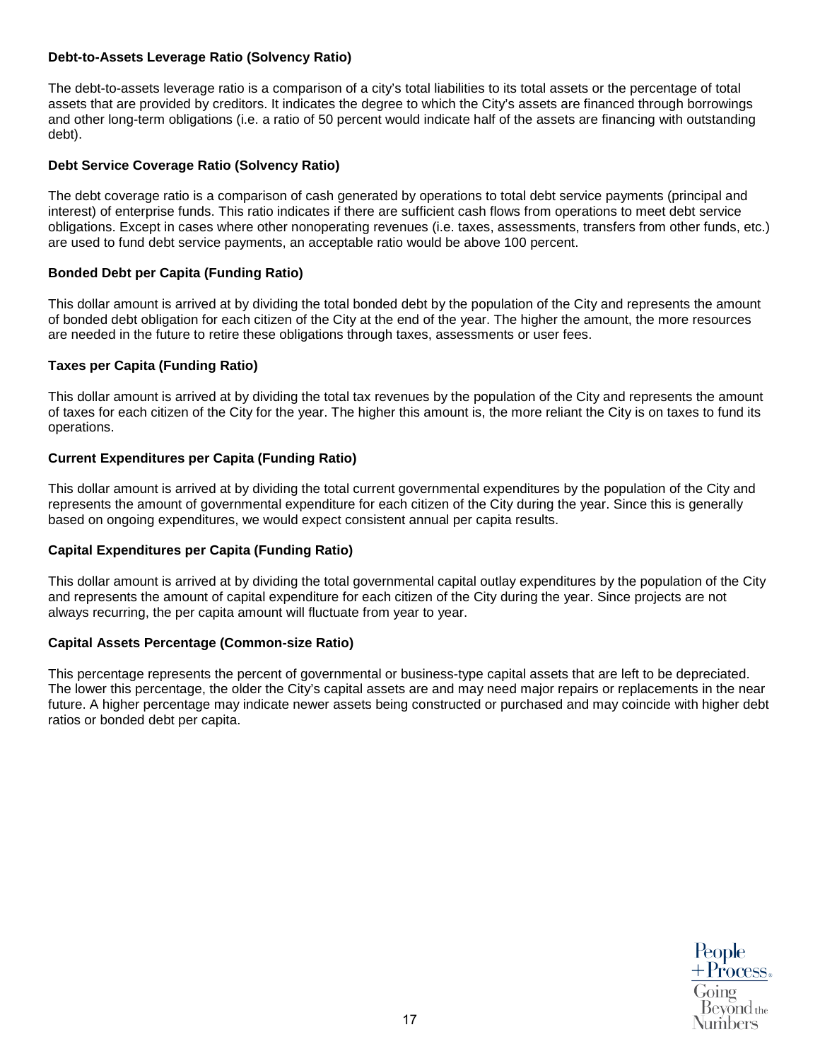**Debt-to-Assets Leverage Ratio (Solvency Ratio)**

The debt-to-assets leverage ratio is a comparison of a city's total liabilities to its total assets or the percentage of total assets that are provided by creditors. It indicates the degree to which the City's assets are financed through borrowings and other long-term obligations (i.e. a ratio of 50 percent would indicate half of the assets are financing with outstanding debt).

**Debt Service Coverage Ratio (Solvency Ratio)**

The debt coverage ratio is a comparison of cash generated by operations to total debt service payments (principal and interest) of enterprise funds. This ratio indicates if there are sufficient cash flows from operations to meet debt service obligations. Except in cases where other nonoperating revenues (i.e. taxes, assessments, transfers from other funds, etc.) are used to fund debt service payments, an acceptable ratio would be above 100 percent.

**Bonded Debt per Capita (Funding Ratio)**

This dollar amount is arrived at by dividing the total bonded debt by the population of the City and represents the amount of bonded debt obligation for each citizen of the City at the end of the year. The higher the amount, the more resources are needed in the future to retire these obligations through taxes, assessments or user fees.

**Taxes per Capita (Funding Ratio)**

This dollar amount is arrived at by dividing the total tax revenues by the population of the City and represents the amount of taxes for each citizen of the City for the year. The higher this amount is, the more reliant the City is on taxes to fund its operations.

**Current Expenditures per Capita (Funding Ratio)**

This dollar amount is arrived at by dividing the total current governmental expenditures by the population of the City and represents the amount of governmental expenditure for each citizen of the City during the year. Since this is generally based on ongoing expenditures, we would expect consistent annual per capita results.

**Capital Expenditures per Capita (Funding Ratio)**

This dollar amount is arrived at by dividing the total governmental capital outlay expenditures by the population of the City and represents the amount of capital expenditure for each citizen of the City during the year. Since projects are not always recurring, the per capita amount will fluctuate from year to year.

**Capital Assets Percentage (Common-size Ratio)**

This percentage represents the percent of governmental or business-type capital assets that are left to be depreciated. The lower this percentage, the older the City's capital assets are and may need major repairs or replacements in the near future. A higher percentage may indicate newer assets being constructed or purchased and may coincide with higher debt ratios or bonded debt per capita.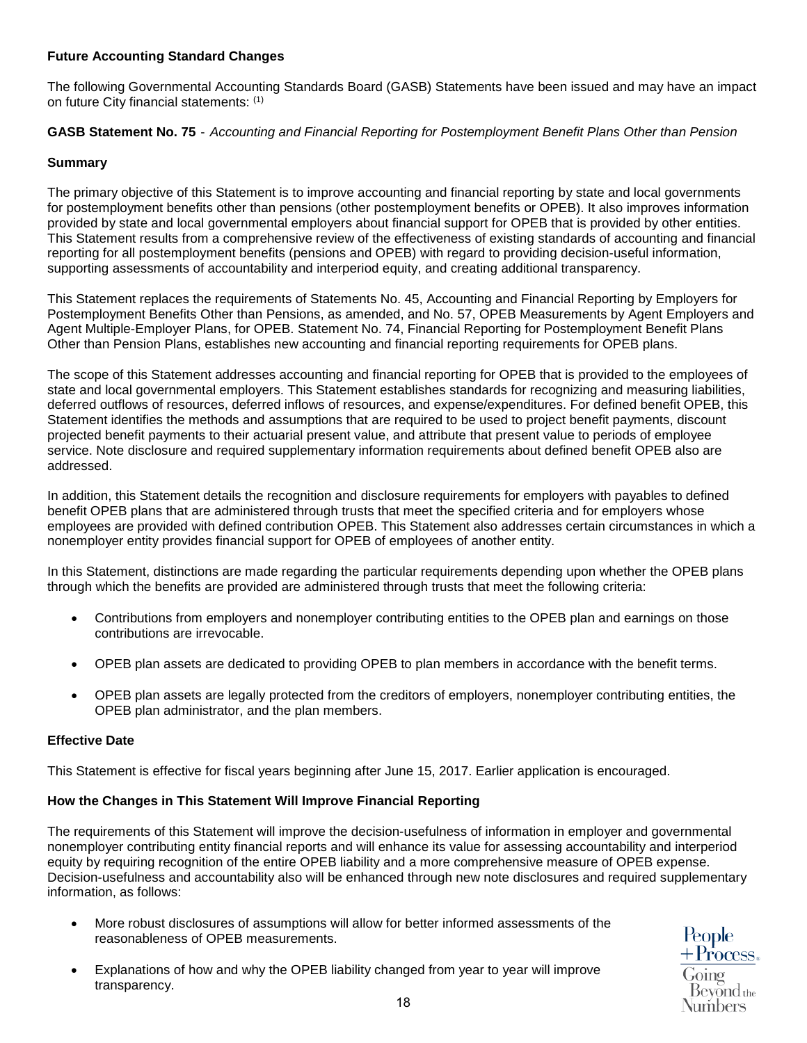**Future Accounting Standard Changes**

The following Governmental Accounting Standards Board (GASB) Statements have been issued and may have an impact on future City financial statements: [(1)]

**GASB Statement No. 75** - *Accounting and Financial Reporting for Postemployment Benefit Plans Other than Pension*

**Summary**

The primary objective of this Statement is to improve accounting and financial reporting by state and local governments for postemployment benefits other than pensions (other postemployment benefits or OPEB). It also improves information provided by state and local governmental employers about financial support for OPEB that is provided by other entities. This Statement results from a comprehensive review of the effectiveness of existing standards of accounting and financial reporting for all postemployment benefits (pensions and OPEB) with regard to providing decision-useful information, supporting assessments of accountability and interperiod equity, and creating additional transparency.

This Statement replaces the requirements of Statements No. 45, Accounting and Financial Reporting by Employers for Postemployment Benefits Other than Pensions, as amended, and No. 57, OPEB Measurements by Agent Employers and Agent Multiple-Employer Plans, for OPEB. Statement No. 74, Financial Reporting for Postemployment Benefit Plans Other than Pension Plans, establishes new accounting and financial reporting requirements for OPEB plans.

The scope of this Statement addresses accounting and financial reporting for OPEB that is provided to the employees of state and local governmental employers. This Statement establishes standards for recognizing and measuring liabilities, deferred outflows of resources, deferred inflows of resources, and expense/expenditures. For defined benefit OPEB, this Statement identifies the methods and assumptions that are required to be used to project benefit payments, discount projected benefit payments to their actuarial present value, and attribute that present value to periods of employee service. Note disclosure and required supplementary information requirements about defined benefit OPEB also are addressed.

In addition, this Statement details the recognition and disclosure requirements for employers with payables to defined benefit OPEB plans that are administered through trusts that meet the specified criteria and for employers whose employees are provided with defined contribution OPEB. This Statement also addresses certain circumstances in which a nonemployer entity provides financial support for OPEB of employees of another entity.

In this Statement, distinctions are made regarding the particular requirements depending upon whether the OPEB plans through which the benefits are provided are administered through trusts that meet the following criteria:

- Contributions from employers and nonemployer contributing entities to the OPEB plan and earnings on those contributions are irrevocable.
- OPEB plan assets are dedicated to providing OPEB to plan members in accordance with the benefit terms.
- OPEB plan assets are legally protected from the creditors of employers, nonemployer contributing entities, the OPEB plan administrator, and the plan members.

**Effective Date**

This Statement is effective for fiscal years beginning after June 15, 2017. Earlier application is encouraged.

**How the Changes in This Statement Will Improve Financial Reporting**

The requirements of this Statement will improve the decision-usefulness of information in employer and governmental nonemployer contributing entity financial reports and will enhance its value for assessing accountability and interperiod equity by requiring recognition of the entire OPEB liability and a more comprehensive measure of OPEB expense. Decision-usefulness and accountability also will be enhanced through new note disclosures and required supplementary information, as follows:

- More robust disclosures of assumptions will allow for better informed assessments of the reasonableness of OPEB measurements.
- Explanations of how and why the OPEB liability changed from year to year will improve transparency.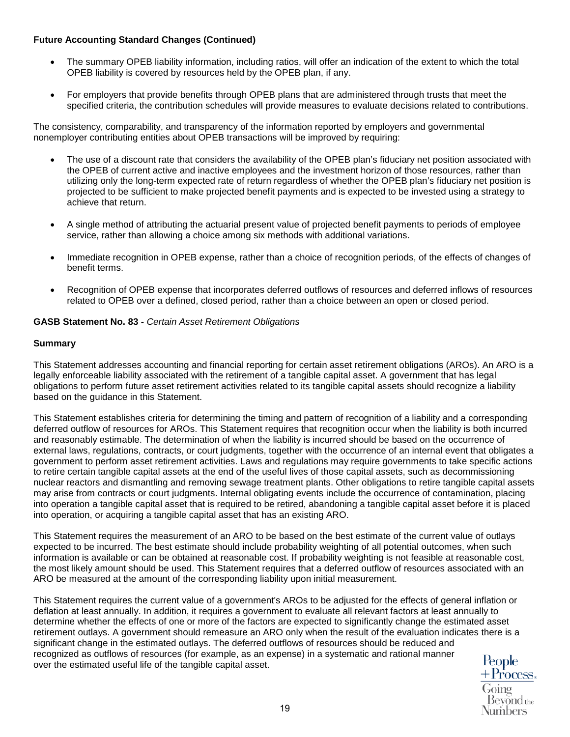**Future Accounting Standard Changes (Continued)**

- The summary OPEB liability information, including ratios, will offer an indication of the extent to which the total OPEB liability is covered by resources held by the OPEB plan, if any.

- For employers that provide benefits through OPEB plans that are administered through trusts that meet the specified criteria, the contribution schedules will provide measures to evaluate decisions related to contributions.

The consistency, comparability, and transparency of the information reported by employers and governmental nonemployer contributing entities about OPEB transactions will be improved by requiring:

- The use of a discount rate that considers the availability of the OPEB plan's fiduciary net position associated with the OPEB of current active and inactive employees and the investment horizon of those resources, rather than utilizing only the long-term expected rate of return regardless of whether the OPEB plan's fiduciary net position is projected to be sufficient to make projected benefit payments and is expected to be invested using a strategy to achieve that return.

- A single method of attributing the actuarial present value of projected benefit payments to periods of employee service, rather than allowing a choice among six methods with additional variations.

- Immediate recognition in OPEB expense, rather than a choice of recognition periods, of the effects of changes of benefit terms.

- Recognition of OPEB expense that incorporates deferred outflows of resources and deferred inflows of resources related to OPEB over a defined, closed period, rather than a choice between an open or closed period.

**GASB Statement No. 83 -** *Certain Asset Retirement Obligations*

**Summary**

This Statement addresses accounting and financial reporting for certain asset retirement obligations (AROs). An ARO is a legally enforceable liability associated with the retirement of a tangible capital asset. A government that has legal obligations to perform future asset retirement activities related to its tangible capital assets should recognize a liability based on the guidance in this Statement.

This Statement establishes criteria for determining the timing and pattern of recognition of a liability and a corresponding deferred outflow of resources for AROs. This Statement requires that recognition occur when the liability is both incurred and reasonably estimable. The determination of when the liability is incurred should be based on the occurrence of external laws, regulations, contracts, or court judgments, together with the occurrence of an internal event that obligates a government to perform asset retirement activities. Laws and regulations may require governments to take specific actions to retire certain tangible capital assets at the end of the useful lives of those capital assets, such as decommissioning nuclear reactors and dismantling and removing sewage treatment plants. Other obligations to retire tangible capital assets may arise from contracts or court judgments. Internal obligating events include the occurrence of contamination, placing into operation a tangible capital asset that is required to be retired, abandoning a tangible capital asset before it is placed into operation, or acquiring a tangible capital asset that has an existing ARO.

This Statement requires the measurement of an ARO to be based on the best estimate of the current value of outlays expected to be incurred. The best estimate should include probability weighting of all potential outcomes, when such information is available or can be obtained at reasonable cost. If probability weighting is not feasible at reasonable cost, the most likely amount should be used. This Statement requires that a deferred outflow of resources associated with an ARO be measured at the amount of the corresponding liability upon initial measurement.

This Statement requires the current value of a government's AROs to be adjusted for the effects of general inflation or deflation at least annually. In addition, it requires a government to evaluate all relevant factors at least annually to determine whether the effects of one or more of the factors are expected to significantly change the estimated asset retirement outlays. A government should remeasure an ARO only when the result of the evaluation indicates there is a significant change in the estimated outlays. The deferred outflows of resources should be reduced and recognized as outflows of resources (for example, as an expense) in a systematic and rational manner over the estimated useful life of the tangible capital asset.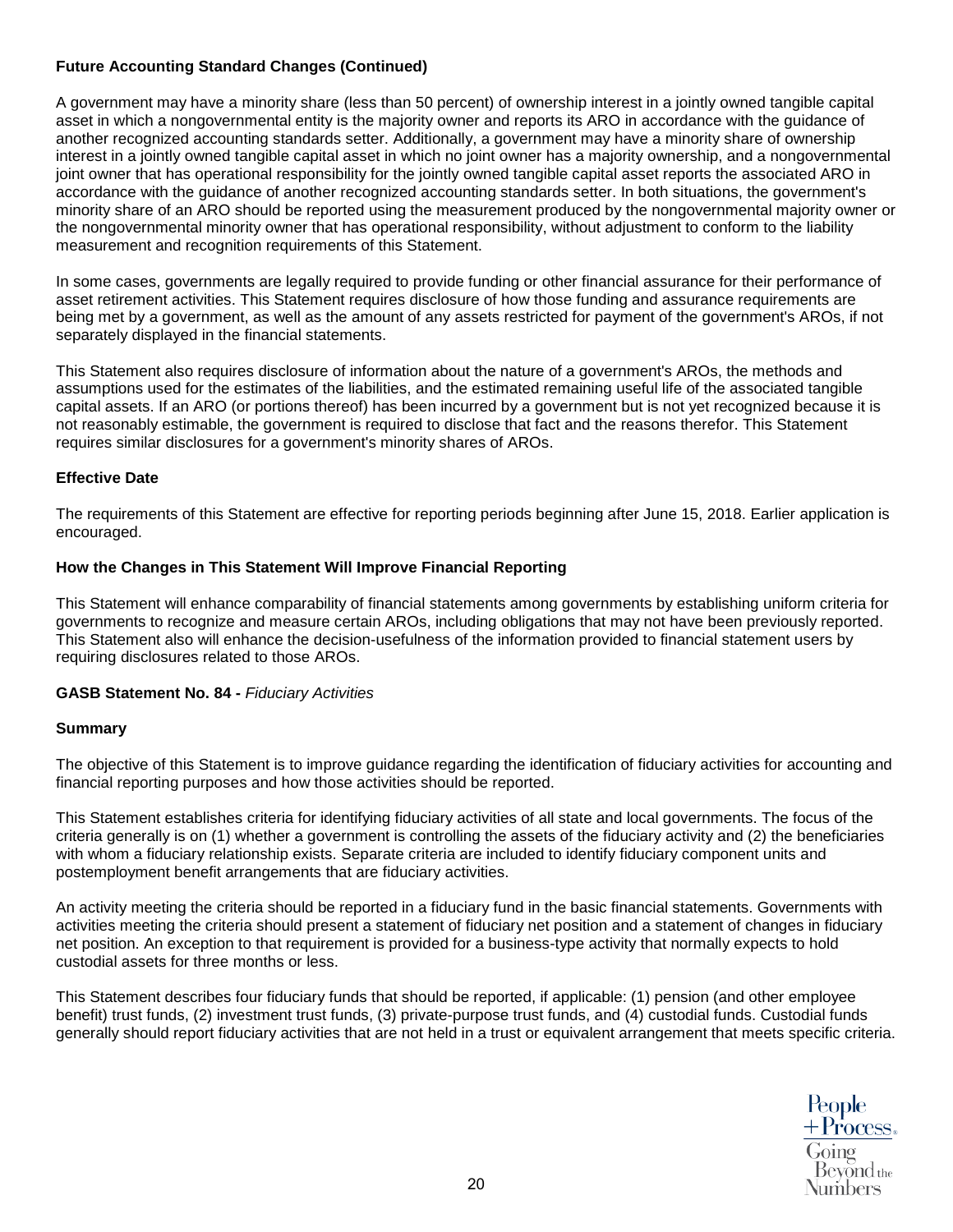**Future Accounting Standard Changes (Continued)**

A government may have a minority share (less than 50 percent) of ownership interest in a jointly owned tangible capital asset in which a nongovernmental entity is the majority owner and reports its ARO in accordance with the guidance of another recognized accounting standards setter. Additionally, a government may have a minority share of ownership interest in a jointly owned tangible capital asset in which no joint owner has a majority ownership, and a nongovernmental joint owner that has operational responsibility for the jointly owned tangible capital asset reports the associated ARO in accordance with the guidance of another recognized accounting standards setter. In both situations, the government's minority share of an ARO should be reported using the measurement produced by the nongovernmental majority owner or the nongovernmental minority owner that has operational responsibility, without adjustment to conform to the liability measurement and recognition requirements of this Statement.

In some cases, governments are legally required to provide funding or other financial assurance for their performance of asset retirement activities. This Statement requires disclosure of how those funding and assurance requirements are being met by a government, as well as the amount of any assets restricted for payment of the government's AROs, if not separately displayed in the financial statements.

This Statement also requires disclosure of information about the nature of a government's AROs, the methods and assumptions used for the estimates of the liabilities, and the estimated remaining useful life of the associated tangible capital assets. If an ARO (or portions thereof) has been incurred by a government but is not yet recognized because it is not reasonably estimable, the government is required to disclose that fact and the reasons therefor. This Statement requires similar disclosures for a government's minority shares of AROs.

**Effective Date**

The requirements of this Statement are effective for reporting periods beginning after June 15, 2018. Earlier application is encouraged.

**How the Changes in This Statement Will Improve Financial Reporting**

This Statement will enhance comparability of financial statements among governments by establishing uniform criteria for governments to recognize and measure certain AROs, including obligations that may not have been previously reported. This Statement also will enhance the decision-usefulness of the information provided to financial statement users by requiring disclosures related to those AROs.

**GASB Statement No. 84 -** *Fiduciary Activities*

**Summary**

The objective of this Statement is to improve guidance regarding the identification of fiduciary activities for accounting and financial reporting purposes and how those activities should be reported.

This Statement establishes criteria for identifying fiduciary activities of all state and local governments. The focus of the criteria generally is on (1) whether a government is controlling the assets of the fiduciary activity and (2) the beneficiaries with whom a fiduciary relationship exists. Separate criteria are included to identify fiduciary component units and postemployment benefit arrangements that are fiduciary activities.

An activity meeting the criteria should be reported in a fiduciary fund in the basic financial statements. Governments with activities meeting the criteria should present a statement of fiduciary net position and a statement of changes in fiduciary net position. An exception to that requirement is provided for a business-type activity that normally expects to hold custodial assets for three months or less.

This Statement describes four fiduciary funds that should be reported, if applicable: (1) pension (and other employee benefit) trust funds, (2) investment trust funds, (3) private-purpose trust funds, and (4) custodial funds. Custodial funds generally should report fiduciary activities that are not held in a trust or equivalent arrangement that meets specific criteria.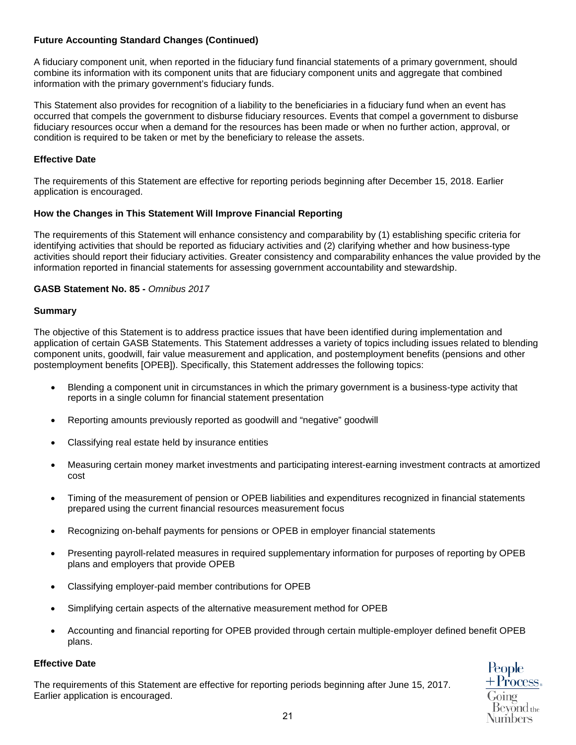## Future Accounting Standard Changes (Continued)

A fiduciary component unit, when reported in the fiduciary fund financial statements of a primary government, should combine its information with its component units that are fiduciary component units and aggregate that combined information with the primary government's fiduciary funds.

This Statement also provides for recognition of a liability to the beneficiaries in a fiduciary fund when an event has occurred that compels the government to disburse fiduciary resources. Events that compel a government to disburse fiduciary resources occur when a demand for the resources has been made or when no further action, approval, or condition is required to be taken or met by the beneficiary to release the assets.

### Effective Date

The requirements of this Statement are effective for reporting periods beginning after December 15, 2018. Earlier application is encouraged.

### How the Changes in This Statement Will Improve Financial Reporting

The requirements of this Statement will enhance consistency and comparability by (1) establishing specific criteria for identifying activities that should be reported as fiduciary activities and (2) clarifying whether and how business-type activities should report their fiduciary activities. Greater consistency and comparability enhances the value provided by the information reported in financial statements for assessing government accountability and stewardship.

### GASB Statement No. 85 - *Omnibus 2017*

### Summary

The objective of this Statement is to address practice issues that have been identified during implementation and application of certain GASB Statements. This Statement addresses a variety of topics including issues related to blending component units, goodwill, fair value measurement and application, and postemployment benefits (pensions and other postemployment benefits [OPEB]). Specifically, this Statement addresses the following topics:

- Blending a component unit in circumstances in which the primary government is a business-type activity that reports in a single column for financial statement presentation
- Reporting amounts previously reported as goodwill and "negative" goodwill
- Classifying real estate held by insurance entities
- Measuring certain money market investments and participating interest-earning investment contracts at amortized cost
- Timing of the measurement of pension or OPEB liabilities and expenditures recognized in financial statements prepared using the current financial resources measurement focus
- Recognizing on-behalf payments for pensions or OPEB in employer financial statements
- Presenting payroll-related measures in required supplementary information for purposes of reporting by OPEB plans and employers that provide OPEB
- Classifying employer-paid member contributions for OPEB
- Simplifying certain aspects of the alternative measurement method for OPEB
- Accounting and financial reporting for OPEB provided through certain multiple-employer defined benefit OPEB plans.

### Effective Date

The requirements of this Statement are effective for reporting periods beginning after June 15, 2017. Earlier application is encouraged.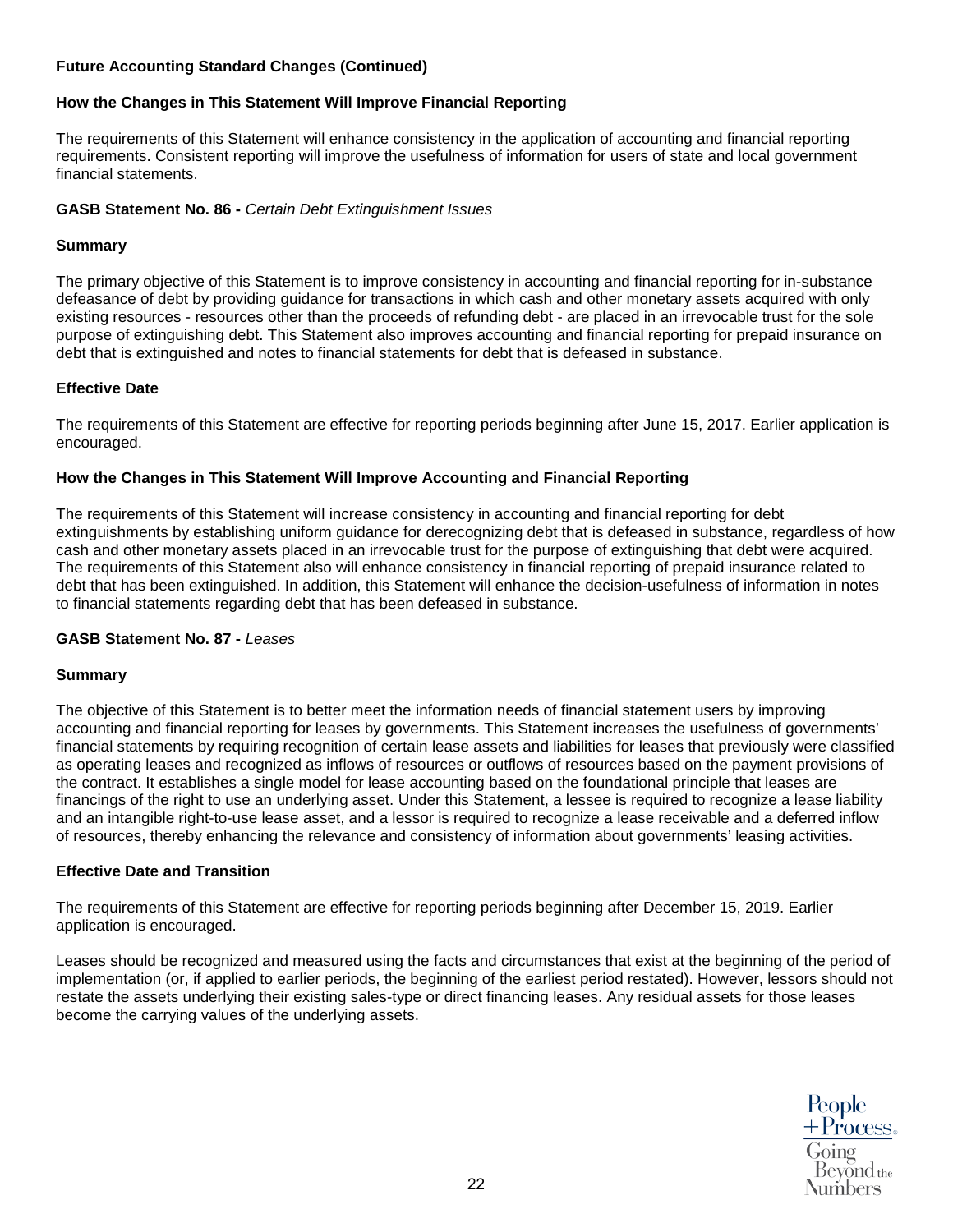**Future Accounting Standard Changes (Continued)**

**How the Changes in This Statement Will Improve Financial Reporting**

The requirements of this Statement will enhance consistency in the application of accounting and financial reporting requirements. Consistent reporting will improve the usefulness of information for users of state and local government financial statements.

**GASB Statement No. 86 -** *Certain Debt Extinguishment Issues*

**Summary**

The primary objective of this Statement is to improve consistency in accounting and financial reporting for in-substance defeasance of debt by providing guidance for transactions in which cash and other monetary assets acquired with only existing resources - resources other than the proceeds of refunding debt - are placed in an irrevocable trust for the sole purpose of extinguishing debt. This Statement also improves accounting and financial reporting for prepaid insurance on debt that is extinguished and notes to financial statements for debt that is defeased in substance.

**Effective Date**

The requirements of this Statement are effective for reporting periods beginning after June 15, 2017. Earlier application is encouraged.

**How the Changes in This Statement Will Improve Accounting and Financial Reporting**

The requirements of this Statement will increase consistency in accounting and financial reporting for debt extinguishments by establishing uniform guidance for derecognizing debt that is defeased in substance, regardless of how cash and other monetary assets placed in an irrevocable trust for the purpose of extinguishing that debt were acquired. The requirements of this Statement also will enhance consistency in financial reporting of prepaid insurance related to debt that has been extinguished. In addition, this Statement will enhance the decision-usefulness of information in notes to financial statements regarding debt that has been defeased in substance.

**GASB Statement No. 87 -** *Leases*

**Summary**

The objective of this Statement is to better meet the information needs of financial statement users by improving accounting and financial reporting for leases by governments. This Statement increases the usefulness of governments' financial statements by requiring recognition of certain lease assets and liabilities for leases that previously were classified as operating leases and recognized as inflows of resources or outflows of resources based on the payment provisions of the contract. It establishes a single model for lease accounting based on the foundational principle that leases are financings of the right to use an underlying asset. Under this Statement, a lessee is required to recognize a lease liability and an intangible right-to-use lease asset, and a lessor is required to recognize a lease receivable and a deferred inflow of resources, thereby enhancing the relevance and consistency of information about governments' leasing activities.

**Effective Date and Transition**

The requirements of this Statement are effective for reporting periods beginning after December 15, 2019. Earlier application is encouraged.

Leases should be recognized and measured using the facts and circumstances that exist at the beginning of the period of implementation (or, if applied to earlier periods, the beginning of the earliest period restated). However, lessors should not restate the assets underlying their existing sales-type or direct financing leases. Any residual assets for those leases become the carrying values of the underlying assets.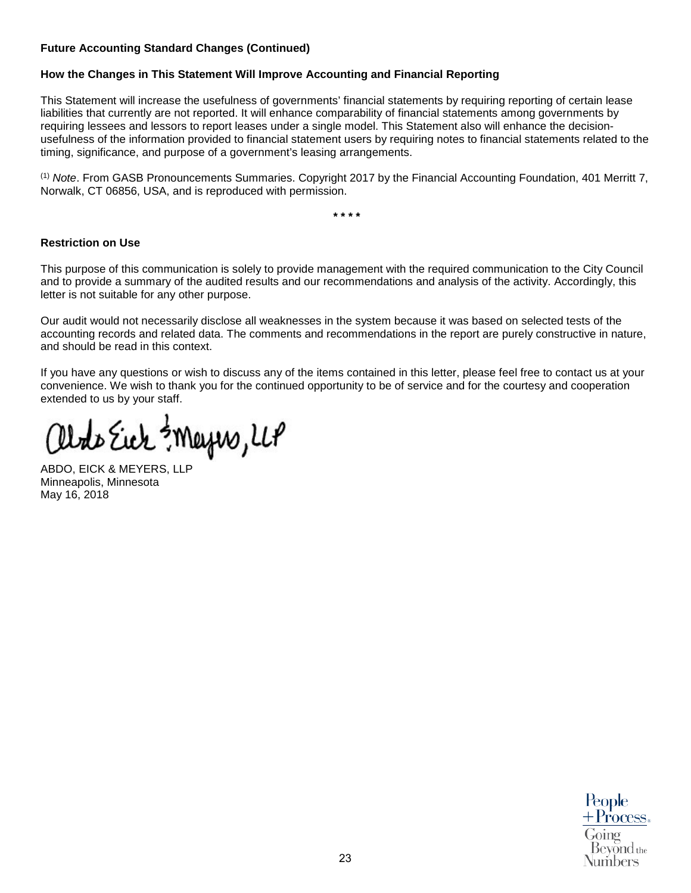### Future Accounting Standard Changes (Continued)

#### How the Changes in This Statement Will Improve Accounting and Financial Reporting

This Statement will increase the usefulness of governments' financial statements by requiring reporting of certain lease liabilities that currently are not reported. It will enhance comparability of financial statements among governments by requiring lessees and lessors to report leases under a single model. This Statement also will enhance the decision-usefulness of the information provided to financial statement users by requiring notes to financial statements related to the timing, significance, and purpose of a government's leasing arrangements.

[1] *Note*. From GASB Pronouncements Summaries. Copyright 2017 by the Financial Accounting Foundation, 401 Merritt 7, Norwalk, CT 06856, USA, and is reproduced with permission.

**\* \* \* \***

### Restriction on Use

This purpose of this communication is solely to provide management with the required communication to the City Council and to provide a summary of the audited results and our recommendations and analysis of the activity. Accordingly, this letter is not suitable for any other purpose.

Our audit would not necessarily disclose all weaknesses in the system because it was based on selected tests of the accounting records and related data. The comments and recommendations in the report are purely constructive in nature, and should be read in this context.

If you have any questions or wish to discuss any of the items contained in this letter, please feel free to contact us at your convenience. We wish to thank you for the continued opportunity to be of service and for the courtesy and cooperation extended to us by your staff.

Abdo Eick & Meyers, LLP

ABDO, EICK & MEYERS, LLP
Minneapolis, Minnesota
May 16, 2018

People + Process. Going Beyond the Numbers